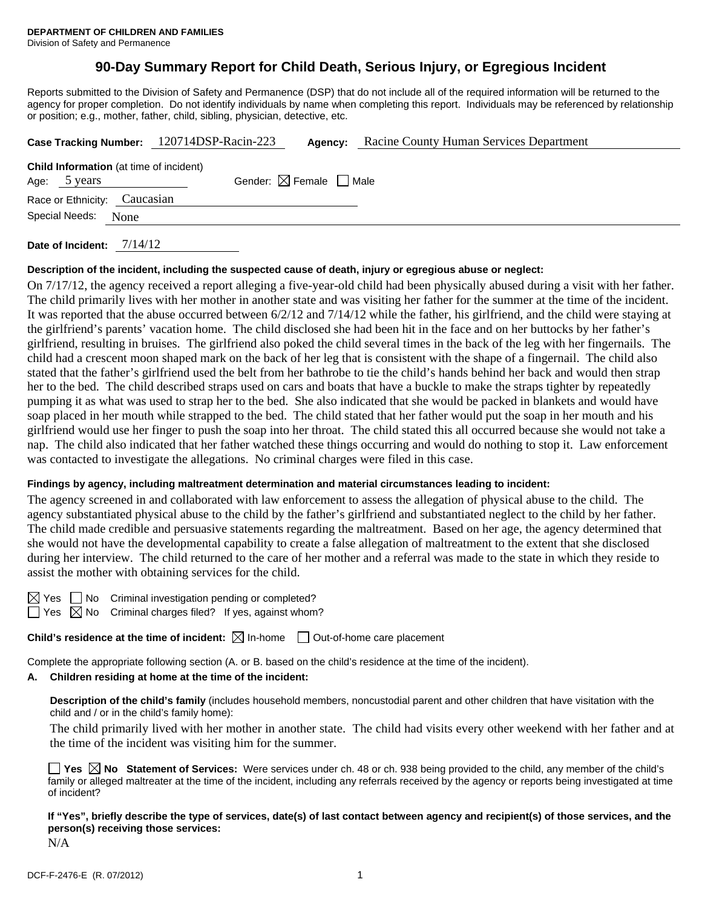**DEPARTMENT OF CHILDREN AND FAMILIES**
Division of Safety and Permanence

# 90-Day Summary Report for Child Death, Serious Injury, or Egregious Incident

Reports submitted to the Division of Safety and Permanence (DSP) that do not include all of the required information will be returned to the agency for proper completion. Do not identify individuals by name when completing this report. Individuals may be referenced by relationship or position; e.g., mother, father, child, sibling, physician, detective, etc.

**Case Tracking Number:** 120714DSP-Racin-223 **Agency:** Racine County Human Services Department

**Child Information** (at time of incident)
Age: 5 years Gender: ☒ Female ☐ Male
Race or Ethnicity: Caucasian
Special Needs: None

**Date of Incident:** 7/14/12

**Description of the incident, including the suspected cause of death, injury or egregious abuse or neglect:**

On 7/17/12, the agency received a report alleging a five-year-old child had been physically abused during a visit with her father. The child primarily lives with her mother in another state and was visiting her father for the summer at the time of the incident. It was reported that the abuse occurred between 6/2/12 and 7/14/12 while the father, his girlfriend, and the child were staying at the girlfriend's parents' vacation home. The child disclosed she had been hit in the face and on her buttocks by her father's girlfriend, resulting in bruises. The girlfriend also poked the child several times in the back of the leg with her fingernails. The child had a crescent moon shaped mark on the back of her leg that is consistent with the shape of a fingernail. The child also stated that the father's girlfriend used the belt from her bathrobe to tie the child's hands behind her back and would then strap her to the bed. The child described straps used on cars and boats that have a buckle to make the straps tighter by repeatedly pumping it as what was used to strap her to the bed. She also indicated that she would be packed in blankets and would have soap placed in her mouth while strapped to the bed. The child stated that her father would put the soap in her mouth and his girlfriend would use her finger to push the soap into her throat. The child stated this all occurred because she would not take a nap. The child also indicated that her father watched these things occurring and would do nothing to stop it. Law enforcement was contacted to investigate the allegations. No criminal charges were filed in this case.

**Findings by agency, including maltreatment determination and material circumstances leading to incident:**

The agency screened in and collaborated with law enforcement to assess the allegation of physical abuse to the child. The agency substantiated physical abuse to the child by the father's girlfriend and substantiated neglect to the child by her father. The child made credible and persuasive statements regarding the maltreatment. Based on her age, the agency determined that she would not have the developmental capability to create a false allegation of maltreatment to the extent that she disclosed during her interview. The child returned to the care of her mother and a referral was made to the state in which they reside to assist the mother with obtaining services for the child.

☒ Yes ☐ No Criminal investigation pending or completed?
☐ Yes ☒ No Criminal charges filed? If yes, against whom?

**Child's residence at the time of incident:** ☒ In-home ☐ Out-of-home care placement

Complete the appropriate following section (A. or B. based on the child's residence at the time of the incident).

**A. Children residing at home at the time of the incident:**

**Description of the child's family** (includes household members, noncustodial parent and other children that have visitation with the child and / or in the child's family home):

The child primarily lived with her mother in another state. The child had visits every other weekend with her father and at the time of the incident was visiting him for the summer.

☐ **Yes** ☒ **No Statement of Services:** Were services under ch. 48 or ch. 938 being provided to the child, any member of the child's family or alleged maltreater at the time of the incident, including any referrals received by the agency or reports being investigated at time of incident?

**If "Yes", briefly describe the type of services, date(s) of last contact between agency and recipient(s) of those services, and the person(s) receiving those services:**

N/A

DCF-F-2476-E (R. 07/2012)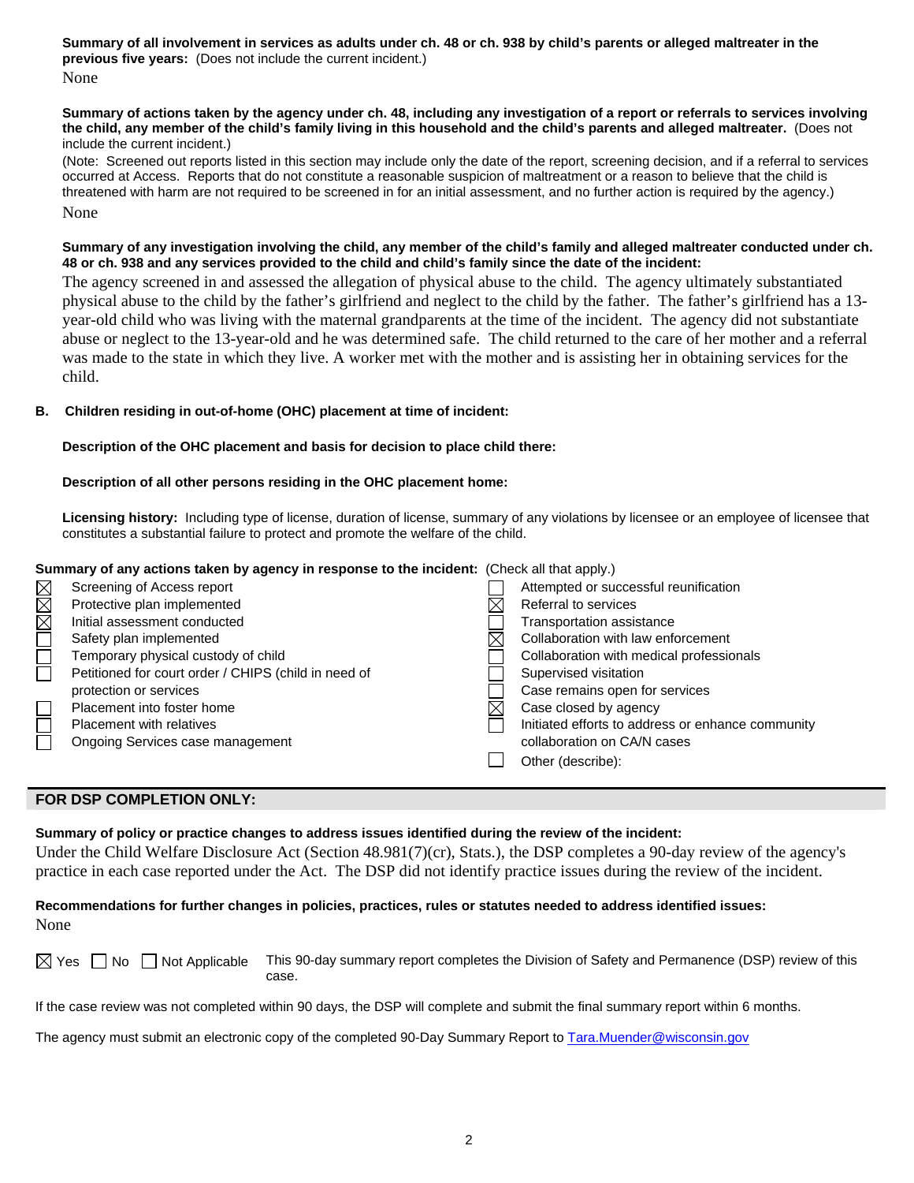**Summary of all involvement in services as adults under ch. 48 or ch. 938 by child's parents or alleged maltreater in the previous five years:** (Does not include the current incident.)

None

**Summary of actions taken by the agency under ch. 48, including any investigation of a report or referrals to services involving the child, any member of the child's family living in this household and the child's parents and alleged maltreater.** (Does not include the current incident.)

(Note: Screened out reports listed in this section may include only the date of the report, screening decision, and if a referral to services occurred at Access. Reports that do not constitute a reasonable suspicion of maltreatment or a reason to believe that the child is threatened with harm are not required to be screened in for an initial assessment, and no further action is required by the agency.)

None

**Summary of any investigation involving the child, any member of the child's family and alleged maltreater conducted under ch. 48 or ch. 938 and any services provided to the child and child's family since the date of the incident:**

The agency screened in and assessed the allegation of physical abuse to the child. The agency ultimately substantiated physical abuse to the child by the father's girlfriend and neglect to the child by the father. The father's girlfriend has a 13-year-old child who was living with the maternal grandparents at the time of the incident. The agency did not substantiate abuse or neglect to the 13-year-old and he was determined safe. The child returned to the care of her mother and a referral was made to the state in which they live. A worker met with the mother and is assisting her in obtaining services for the child.

**B. Children residing in out-of-home (OHC) placement at time of incident:**

**Description of the OHC placement and basis for decision to place child there:**

**Description of all other persons residing in the OHC placement home:**

**Licensing history:** Including type of license, duration of license, summary of any violations by licensee or an employee of licensee that constitutes a substantial failure to protect and promote the welfare of the child.

**Summary of any actions taken by agency in response to the incident:** (Check all that apply.)

- ☒ Screening of Access report
- ☒ Protective plan implemented
- ☒ Initial assessment conducted
- ☐ Safety plan implemented
- ☐ Temporary physical custody of child
- ☐ Petitioned for court order / CHIPS (child in need of protection or services
- ☐ Placement into foster home
- ☐ Placement with relatives
- ☐ Ongoing Services case management
- ☐ Attempted or successful reunification
- ☒ Referral to services
- ☐ Transportation assistance
- ☒ Collaboration with law enforcement
- ☐ Collaboration with medical professionals
- ☐ Supervised visitation
- ☐ Case remains open for services
- ☒ Case closed by agency
- ☐ Initiated efforts to address or enhance community collaboration on CA/N cases
- ☐ Other (describe):

## FOR DSP COMPLETION ONLY:

**Summary of policy or practice changes to address issues identified during the review of the incident:**

Under the Child Welfare Disclosure Act (Section 48.981(7)(cr), Stats.), the DSP completes a 90-day review of the agency's practice in each case reported under the Act. The DSP did not identify practice issues during the review of the incident.

**Recommendations for further changes in policies, practices, rules or statutes needed to address identified issues:**

None

☒ Yes ☐ No ☐ Not Applicable This 90-day summary report completes the Division of Safety and Permanence (DSP) review of this case.

If the case review was not completed within 90 days, the DSP will complete and submit the final summary report within 6 months.

The agency must submit an electronic copy of the completed 90-Day Summary Report to Tara.Muender@wisconsin.gov